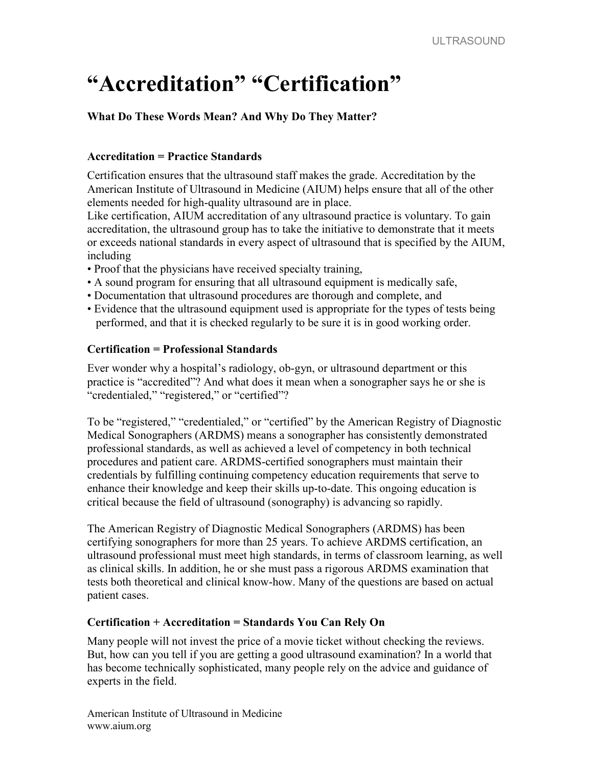# "Accreditation" "Certification"

**What Do These Words Mean? And Why Do They Matter?**

### Accreditation = Practice Standards

Certification ensures that the ultrasound staff makes the grade. Accreditation by the American Institute of Ultrasound in Medicine (AIUM) helps ensure that all of the other elements needed for high-quality ultrasound are in place.

Like certification, AIUM accreditation of any ultrasound practice is voluntary. To gain accreditation, the ultrasound group has to take the initiative to demonstrate that it meets or exceeds national standards in every aspect of ultrasound that is specified by the AIUM, including

- Proof that the physicians have received specialty training,
- A sound program for ensuring that all ultrasound equipment is medically safe,
- Documentation that ultrasound procedures are thorough and complete, and
- Evidence that the ultrasound equipment used is appropriate for the types of tests being performed, and that it is checked regularly to be sure it is in good working order.

### Certification = Professional Standards

Ever wonder why a hospital's radiology, ob-gyn, or ultrasound department or this practice is "accredited"? And what does it mean when a sonographer says he or she is "credentialed," "registered," or "certified"?

To be "registered," "credentialed," or "certified" by the American Registry of Diagnostic Medical Sonographers (ARDMS) means a sonographer has consistently demonstrated professional standards, as well as achieved a level of competency in both technical procedures and patient care. ARDMS-certified sonographers must maintain their credentials by fulfilling continuing competency education requirements that serve to enhance their knowledge and keep their skills up-to-date. This ongoing education is critical because the field of ultrasound (sonography) is advancing so rapidly.

The American Registry of Diagnostic Medical Sonographers (ARDMS) has been certifying sonographers for more than 25 years. To achieve ARDMS certification, an ultrasound professional must meet high standards, in terms of classroom learning, as well as clinical skills. In addition, he or she must pass a rigorous ARDMS examination that tests both theoretical and clinical know-how. Many of the questions are based on actual patient cases.

### Certification + Accreditation = Standards You Can Rely On

Many people will not invest the price of a movie ticket without checking the reviews. But, how can you tell if you are getting a good ultrasound examination? In a world that has become technically sophisticated, many people rely on the advice and guidance of experts in the field.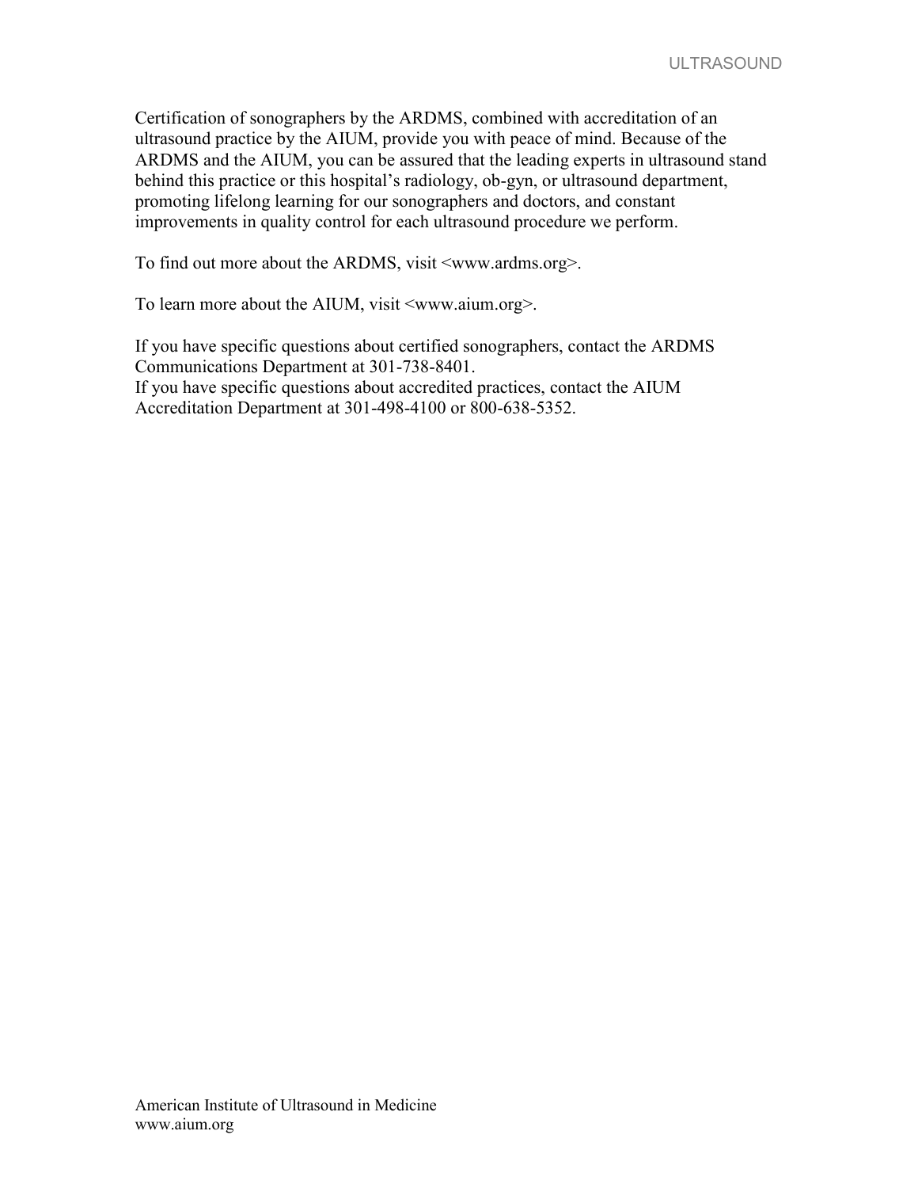Certification of sonographers by the ARDMS, combined with accreditation of an ultrasound practice by the AIUM, provide you with peace of mind. Because of the ARDMS and the AIUM, you can be assured that the leading experts in ultrasound stand behind this practice or this hospital's radiology, ob-gyn, or ultrasound department, promoting lifelong learning for our sonographers and doctors, and constant improvements in quality control for each ultrasound procedure we perform.

To find out more about the ARDMS, visit <www.ardms.org>.

To learn more about the AIUM, visit <www.aium.org>.

If you have specific questions about certified sonographers, contact the ARDMS Communications Department at 301-738-8401.
If you have specific questions about accredited practices, contact the AIUM Accreditation Department at 301-498-4100 or 800-638-5352.